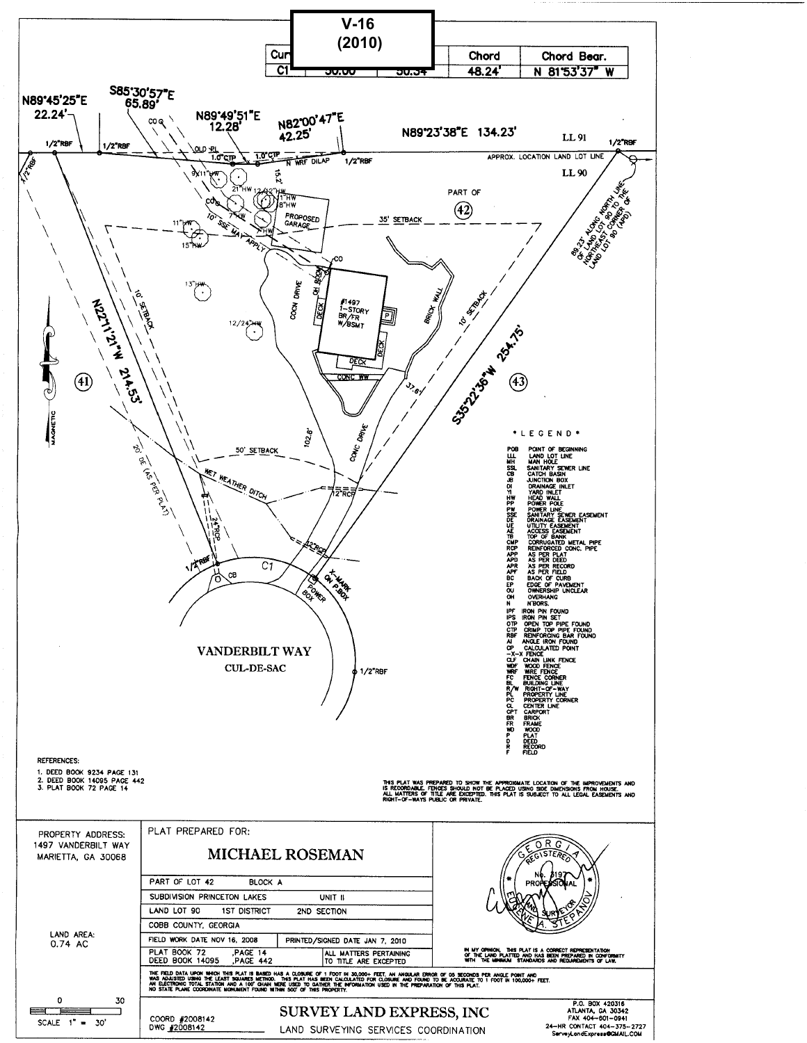**V-16 (2010)**

| Curve | Radius | Length | Chord | Chord Bear. |
|---|---|---|---|---|
| C1 | 50.00 | 50.34 | 48.24' | N 81°53'37" W |

N89°45'25"E 22.24'

S85°30'57"E 65.89'

N89°49'51"E 12.28'

N82°00'47"E 42.25'

N89°23'38"E 134.23'

LL 91

LL 90

1/2"RBF

OLD PL

1.0"CTP

N WRF DILAP

APPROX. LOCATION LAND LOT LINE

PART OF 42

PROPOSED GARAGE

35' SETBACK

10' SSE MAY APPLY

#1497 1-STORY BR/FR W/BSMT

COCN DRIVE

OH ROOM

DECK

BRICK WALL

CONC WW

10' SETBACK

N22°11'21"W 214.53'

S35°22'36"W 254.75'

89.23' ALONG NORTH LINE OF LAND LOT 90 TO THE NORTHEAST CORNER OF LAND LOT 90 (APD)

41

43

20' DE (AS PER PLAT)

50' SETBACK

WET WEATHER DITCH

12"RCP

24"RCP

CONC DRIVE

102.6'

37.6'

X-MARK ON P.BOX

POWER BOX

CB

C1

VANDERBILT WAY CUL-DE-SAC

MAGNETIC

*LEGEND*

- POB POINT OF BEGINNING
- LLL LAND LOT LINE
- MH MAN HOLE
- SSL SANITARY SEWER LINE
- CB CATCH BASIN
- JB JUNCTION BOX
- DI DRAINAGE INLET
- YI YARD INLET
- HW HEAD WALL
- PP POWER POLE
- PW POWER LINE
- SSE SANITARY SEWER EASEMENT
- DE DRAINAGE EASEMENT
- UE UTILITY EASEMENT
- AE ACCESS EASEMENT
- TB TOP OF BANK
- CMP CORRUGATED METAL PIPE
- RCP REINFORCED CONC. PIPE
- APP AS PER PLAT
- APD AS PER DEED
- APR AS PER RECORD
- APF AS PER FIELD
- BC BACK OF CURB
- EP EDGE OF PAVEMENT
- OU OWNERSHIP UNCLEAR
- OH OVERHANG
- N N'BORS.
- IPF IRON PIN FOUND
- IPS IRON PIN SET
- OTP OPEN TOP PIPE FOUND
- CTP CRIMP TOP PIPE FOUND
- RBF REINFORCING BAR FOUND
- AI ANGLE IRON FOUND
- CP CALCULATED POINT
- -X-X FENCE
- CLF CHAIN LINK FENCE
- WDF WOOD FENCE
- WRF WIRE FENCE
- FC FENCE CORNER
- BL BUILDING LINE
- R/W RIGHT-OF-WAY
- PL PROPERTY LINE
- PC PROPERTY CORNER
- CL CENTER LINE
- CPT CARPORT
- BR BRICK
- FR FRAME
- WD WOOD
- P PLAT
- D DEED
- R RECORD
- F FIELD

REFERENCES:
1. DEED BOOK 9234 PAGE 131
2. DEED BOOK 14095 PAGE 442
3. PLAT BOOK 72 PAGE 14

THIS PLAT WAS PREPARED TO SHOW THE APPROXIMATE LOCATION OF THE IMPROVEMENTS AND IS RECORDABLE. FENCES SHOULD NOT BE PLACED USING SIDE DIMENSIONS FROM HOUSE. ALL MATTERS OF TITLE ARE EXCEPTED. THIS PLAT IS SUBJECT TO ALL LEGAL EASEMENTS AND RIGHT-OF-WAYS PUBLIC OR PRIVATE.

PROPERTY ADDRESS:
1497 VANDERBILT WAY
MARIETTA, GA 30068

LAND AREA:
0.74 AC

PLAT PREPARED FOR:

**MICHAEL ROSEMAN**

| | |
|---|---|
| PART OF LOT 42 | BLOCK A |
| SUBDIVISION PRINCETON LAKES | UNIT II |
| LAND LOT 90 | 1ST DISTRICT 2ND SECTION |
| COBB COUNTY, GEORGIA | |
| FIELD WORK DATE NOV 16, 2008 | PRINTED/SIGNED DATE JAN 7, 2010 |
| PLAT BOOK 72, PAGE 14 / DEED BOOK 14095, PAGE 442 | ALL MATTERS PERTAINING TO TITLE ARE EXCEPTED |

THE FIELD DATA UPON WHICH THIS PLAT IS BASED HAS A CLOSURE OF 1 FOOT IN 30,000+ FEET, AN ANGULAR ERROR OF 05 SECONDS PER ANGLE POINT AND WAS ADJUSTED USING THE LEAST SQUARES METHOD. THIS PLAT HAS BEEN CALCULATED FOR CLOSURE AND FOUND TO BE ACCURATE TO 1 FOOT IN 100,000+ FEET. AN ELECTRONIC TOTAL STATION AND A 100' CHAIN WERE USED TO GATHER THE INFORMATION USED IN THE PREPARATION OF THIS PLAT. NO STATE PLANE COORDINATE MONUMENT FOUND WITHIN 500' OF THIS PROPERTY.

GEORGIA REGISTERED No. 3197 PROFESSIONAL LAND SURVEYOR EUGENE A. STEPANOV

IN MY OPINION, THIS PLAT IS A CORRECT REPRESENTATION OF THE LAND PLATTED AND HAS BEEN PREPARED IN CONFORMITY WITH THE MINIMUM STANDARDS AND REQUIREMENTS OF LAW.

SCALE 1" = 30'

COORD #2008142
DWG #2008142

**SURVEY LAND EXPRESS, INC**

LAND SURVEYING SERVICES COORDINATION

P.O. BOX 420316
ATLANTA, GA 30342
FAX 404-601-0941
24-HR CONTACT 404-375-2727
SurveyLandExpress@GMAIL.COM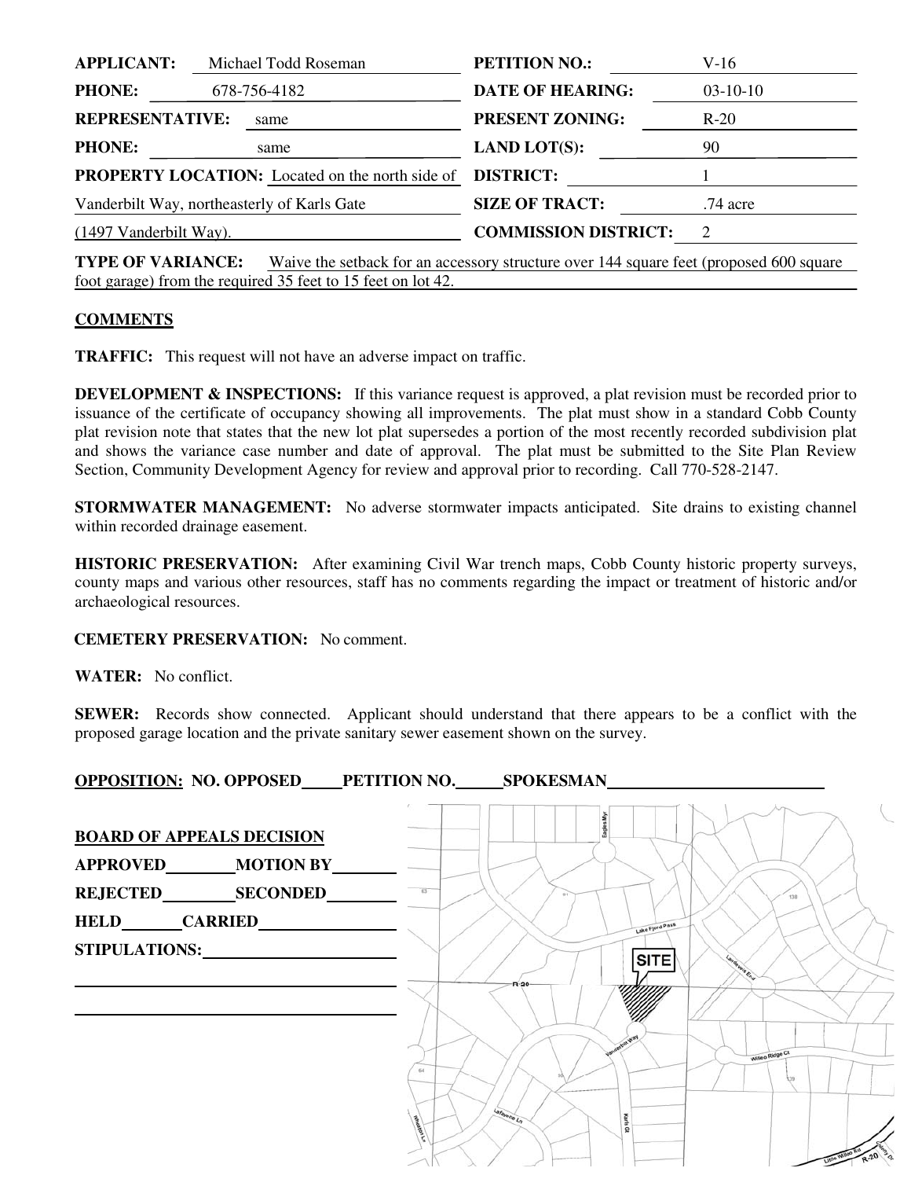| | | | |
|---|---|---|---|
| **APPLICANT:** | Michael Todd Roseman | **PETITION NO.:** | V-16 |
| **PHONE:** | 678-756-4182 | **DATE OF HEARING:** | 03-10-10 |
| **REPRESENTATIVE:** | same | **PRESENT ZONING:** | R-20 |
| **PHONE:** | same | **LAND LOT(S):** | 90 |
| **PROPERTY LOCATION:** | Located on the north side of Vanderbilt Way, northeasterly of Karls Gate (1497 Vanderbilt Way). | **DISTRICT:** | 1 |
| | | **SIZE OF TRACT:** | .74 acre |
| | | **COMMISSION DISTRICT:** | 2 |

**TYPE OF VARIANCE:** Waive the setback for an accessory structure over 144 square feet (proposed 600 square foot garage) from the required 35 feet to 15 feet on lot 42.

## COMMENTS

**TRAFFIC:** This request will not have an adverse impact on traffic.

**DEVELOPMENT & INSPECTIONS:** If this variance request is approved, a plat revision must be recorded prior to issuance of the certificate of occupancy showing all improvements. The plat must show in a standard Cobb County plat revision note that states that the new lot plat supersedes a portion of the most recently recorded subdivision plat and shows the variance case number and date of approval. The plat must be submitted to the Site Plan Review Section, Community Development Agency for review and approval prior to recording. Call 770-528-2147.

**STORMWATER MANAGEMENT:** No adverse stormwater impacts anticipated. Site drains to existing channel within recorded drainage easement.

**HISTORIC PRESERVATION:** After examining Civil War trench maps, Cobb County historic property surveys, county maps and various other resources, staff has no comments regarding the impact or treatment of historic and/or archaeological resources.

**CEMETERY PRESERVATION:** No comment.

**WATER:** No conflict.

**SEWER:** Records show connected. Applicant should understand that there appears to be a conflict with the proposed garage location and the private sanitary sewer easement shown on the survey.

**OPPOSITION: NO. OPPOSED\_\_\_\_\_ PETITION NO.\_\_\_\_\_ SPOKESMAN\_\_\_\_\_\_\_\_\_\_\_\_\_\_\_\_\_\_\_\_**

**BOARD OF APPEALS DECISION**

**APPROVED**\_\_\_\_\_\_\_\_ **MOTION BY**\_\_\_\_\_\_\_\_

**REJECTED**\_\_\_\_\_\_\_\_ **SECONDED**\_\_\_\_\_\_\_\_

**HELD**\_\_\_\_\_\_\_\_ **CARRIED**\_\_\_\_\_\_\_\_

**STIPULATIONS:**\_\_\_\_\_\_\_\_\_\_\_\_\_\_\_\_\_\_\_\_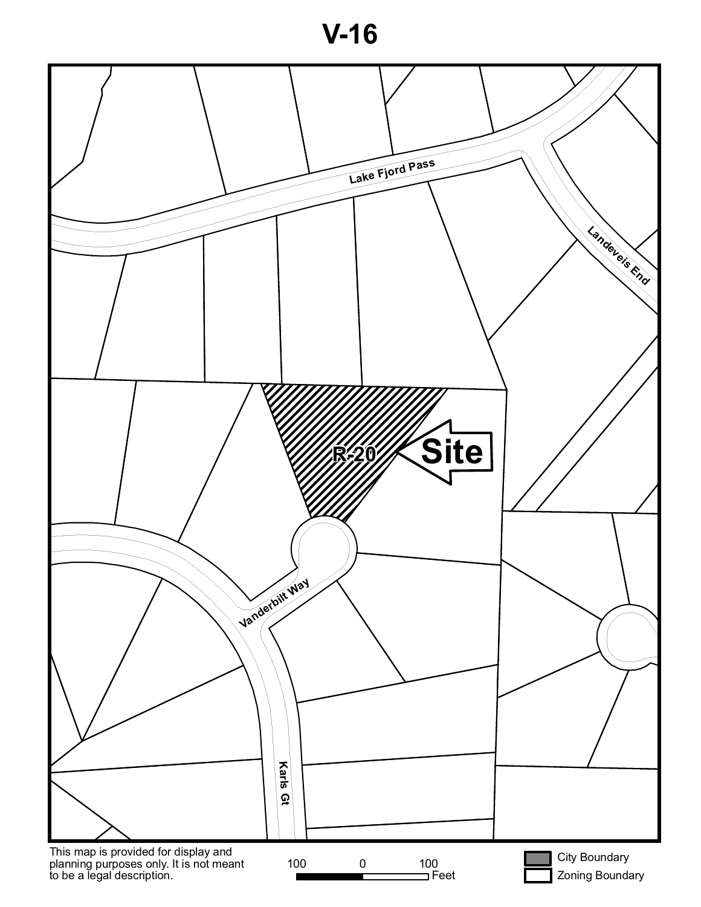# V-16

Lake Fjord Pass

Landeveis End

R-20

Site

Vanderbilt Way

Karls Gt

This map is provided for display and planning purposes only. It is not meant to be a legal description.

100 0 100 Feet

City Boundary

Zoning Boundary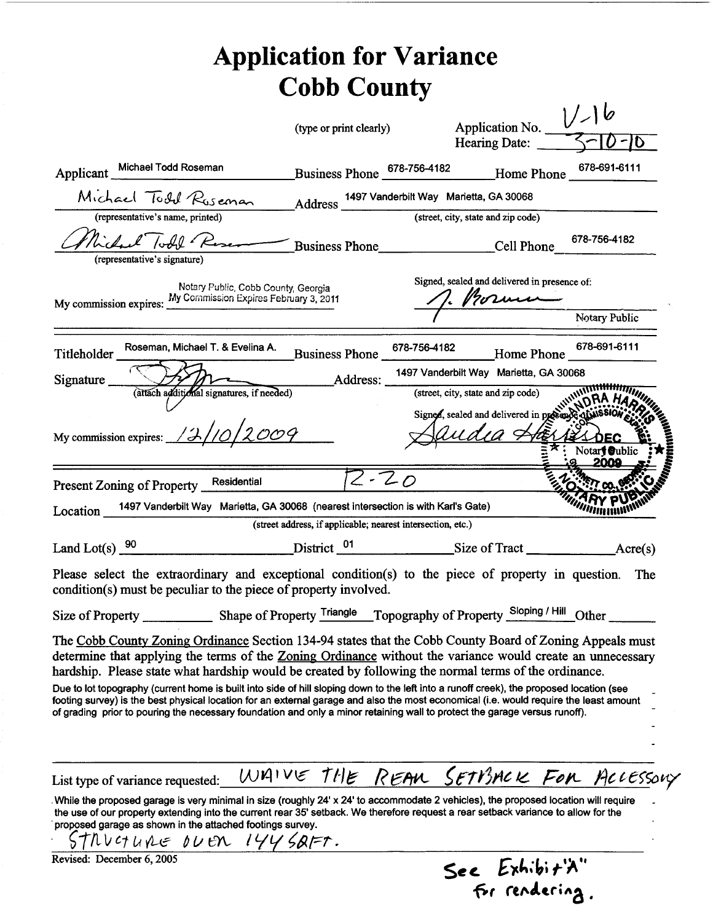# Application for Variance
# Cobb County

(type or print clearly)

Application No. V-16
Hearing Date: 3-10-10

Applicant Michael Todd Roseman Business Phone 678-756-4182 Home Phone 678-691-6111

Michael Todd Roseman Address 1497 Vanderbilt Way Marietta, GA 30068
(representative's name, printed) (street, city, state and zip code)

Michael Todd Roseman Business Phone ______ Cell Phone 678-756-4182
(representative's signature)

My commission expires: Notary Public, Cobb County, Georgia My Commission Expires February 3, 2011

Signed, sealed and delivered in presence of: J. Borum
Notary Public

Titleholder Roseman, Michael T. & Evelina A. Business Phone 678-756-4182 Home Phone 678-691-6111

Signature ______ (attach additional signatures, if needed) Address: 1497 Vanderbilt Way Marietta, GA 30068
(street, city, state and zip code)

My commission expires: 12/10/2009

Signed, sealed and delivered in presence of: Sandra Harris
Notary Public

(Seal: SANDRA HARRIS, MY COMMISSION EXPIRES DEC 10 2009, NOTARY PUBLIC, GWINNETT CO., GEORGIA)

Present Zoning of Property Residential R-20

Location 1497 Vanderbilt Way Marietta, GA 30068 (nearest intersection is with Karl's Gate)
(street address, if applicable; nearest intersection, etc.)

Land Lot(s) 90 District 01 Size of Tract ______ Acre(s)

Please select the extraordinary and exceptional condition(s) to the piece of property in question. The condition(s) must be peculiar to the piece of property involved.

Size of Property ______ Shape of Property Triangle Topography of Property Sloping / Hill Other ______

The Cobb County Zoning Ordinance Section 134-94 states that the Cobb County Board of Zoning Appeals must determine that applying the terms of the Zoning Ordinance without the variance would create an unnecessary hardship. Please state what hardship would be created by following the normal terms of the ordinance.

Due to lot topography (current home is built into side of hill sloping down to the left into a runoff creek), the proposed location (see footing survey) is the best physical location for an external garage and also the most economical (i.e. would require the least amount of grading prior to pouring the necessary foundation and only a minor retaining wall to protect the garage versus runoff).

List type of variance requested: WAIVE THE REAR SETBACK FOR ACCESSORY STRUCTURE OVER 144 SQFT.

While the proposed garage is very minimal in size (roughly 24' x 24' to accommodate 2 vehicles), the proposed location will require the use of our property extending into the current rear 35' setback. We therefore request a rear setback variance to allow for the proposed garage as shown in the attached footings survey.

Revised: December 6, 2005

See Exhibit "A" for rendering.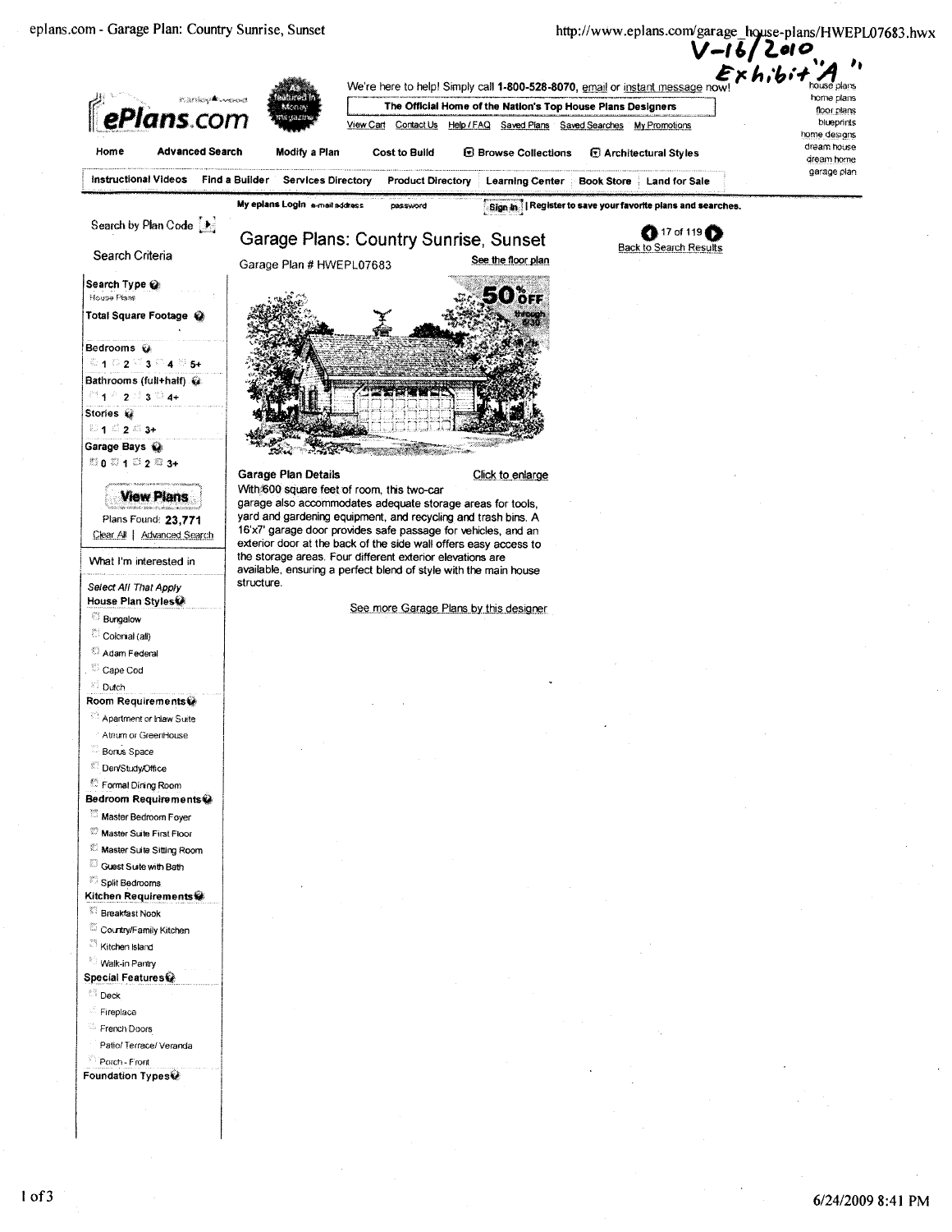V-16/2010
Exhibit "A"

We're here to help! Simply call **1-800-528-8070**, email or instant message now!

**The Official Home of the Nation's Top House Plans Designers**

View Cart | Contact Us | Help / FAQ | Saved Plans | Saved Searches | My Promotions

house plans
home plans
floor plans
blueprints
home designs
dream house
dream home
garage plan

Home | Advanced Search | Modify a Plan | Cost to Build | Browse Collections | Architectural Styles

Instructional Videos | Find a Builder | Services Directory | Product Directory | Learning Center | Book Store | Land for Sale

**My eplans Login** e-mail address password Sign In | **Register to save your favorite plans and searches.**

Search by Plan Code

Search Criteria

**Search Type**
House Plans

**Total Square Footage**

**Bedrooms**
1 2 3 4 5+

**Bathrooms (full+half)**
1 2 3 4+

**Stories**
1 2 3+

**Garage Bays**
0 1 2 3+

**View Plans**

Plans Found: **23,771**

Clear All | Advanced Search

What I'm interested in

*Select All That Apply*

**House Plan Styles**
- Bungalow
- Colonial (all)
- Adam Federal
- Cape Cod
- Dutch

**Room Requirements**
- Apartment or Inlaw Suite
- Atrium or GreenHouse
- Bonus Space
- Den/Study/Office
- Formal Dining Room

**Bedroom Requirements**
- Master Bedroom Foyer
- Master Suite First Floor
- Master Suite Sitting Room
- Guest Suite with Bath
- Split Bedrooms

**Kitchen Requirements**
- Breakfast Nook
- Country/Family Kitchen
- Kitchen Island
- Walk-in Pantry

**Special Features**
- Deck
- Fireplace
- French Doors
- Patio/ Terrace/ Veranda
- Porch - Front

**Foundation Types**

## Garage Plans: Country Sunrise, Sunset

Garage Plan # HWEPL07683

See the floor plan

17 of 119

Back to Search Results

50% OFF through 6/30

**Garage Plan Details**

Click to enlarge

With 600 square feet of room, this two-car garage also accommodates adequate storage areas for tools, yard and gardening equipment, and recycling and trash bins. A 16'x7' garage door provides safe passage for vehicles, and an exterior door at the back of the side wall offers easy access to the storage areas. Four different exterior elevations are available, ensuring a perfect blend of style with the main house structure.

See more Garage Plans by this designer